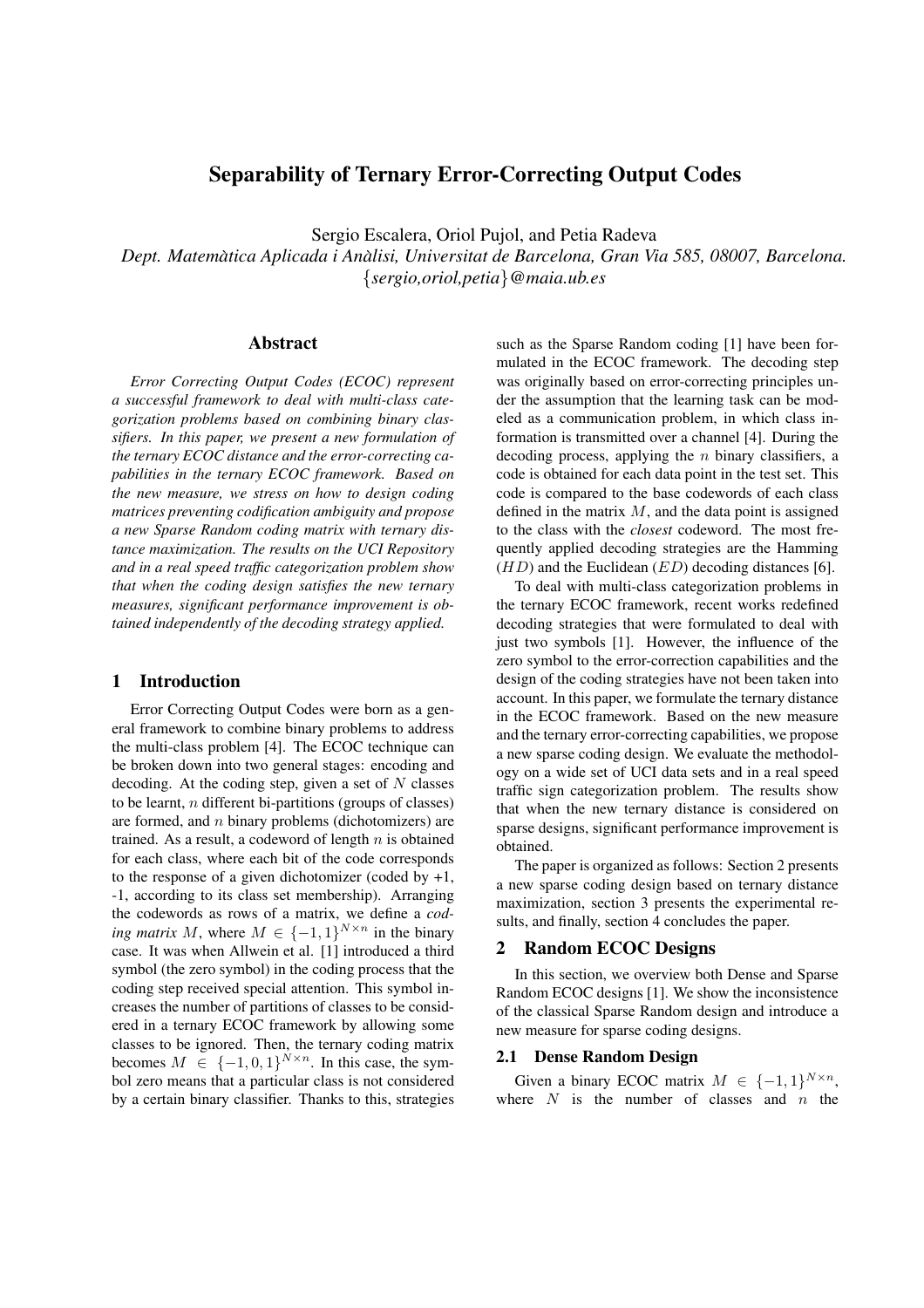# Separability of Ternary Error-Correcting Output Codes

Sergio Escalera, Oriol Pujol, and Petia Radeva

*Dept. Matemàtica Aplicada i Anàlisi, Universitat de Barcelona, Gran Via 585, 08007, Barcelona.*
*{sergio,oriol,petia}@maia.ub.es*

## Abstract

*Error Correcting Output Codes (ECOC) represent a successful framework to deal with multi-class categorization problems based on combining binary classifiers. In this paper, we present a new formulation of the ternary ECOC distance and the error-correcting capabilities in the ternary ECOC framework. Based on the new measure, we stress on how to design coding matrices preventing codification ambiguity and propose a new Sparse Random coding matrix with ternary distance maximization. The results on the UCI Repository and in a real speed traffic categorization problem show that when the coding design satisfies the new ternary measures, significant performance improvement is obtained independently of the decoding strategy applied.*

## 1 Introduction

Error Correcting Output Codes were born as a general framework to combine binary problems to address the multi-class problem [4]. The ECOC technique can be broken down into two general stages: encoding and decoding. At the coding step, given a set of $N$ classes to be learnt, $n$ different bi-partitions (groups of classes) are formed, and $n$ binary problems (dichotomizers) are trained. As a result, a codeword of length $n$ is obtained for each class, where each bit of the code corresponds to the response of a given dichotomizer (coded by +1, -1, according to its class set membership). Arranging the codewords as rows of a matrix, we define a *coding matrix* $M$, where $M \in \{-1, 1\}^{N \times n}$ in the binary case. It was when Allwein et al. [1] introduced a third symbol (the zero symbol) in the coding process that the coding step received special attention. This symbol increases the number of partitions of classes to be considered in a ternary ECOC framework by allowing some classes to be ignored. Then, the ternary coding matrix becomes $M \in \{-1, 0, 1\}^{N \times n}$. In this case, the symbol zero means that a particular class is not considered by a certain binary classifier. Thanks to this, strategies such as the Sparse Random coding [1] have been formulated in the ECOC framework. The decoding step was originally based on error-correcting principles under the assumption that the learning task can be modeled as a communication problem, in which class information is transmitted over a channel [4]. During the decoding process, applying the $n$ binary classifiers, a code is obtained for each data point in the test set. This code is compared to the base codewords of each class defined in the matrix $M$, and the data point is assigned to the class with the *closest* codeword. The most frequently applied decoding strategies are the Hamming ($HD$) and the Euclidean ($ED$) decoding distances [6].

To deal with multi-class categorization problems in the ternary ECOC framework, recent works redefined decoding strategies that were formulated to deal with just two symbols [1]. However, the influence of the zero symbol to the error-correction capabilities and the design of the coding strategies have not been taken into account. In this paper, we formulate the ternary distance in the ECOC framework. Based on the new measure and the ternary error-correcting capabilities, we propose a new sparse coding design. We evaluate the methodology on a wide set of UCI data sets and in a real speed traffic sign categorization problem. The results show that when the new ternary distance is considered on sparse designs, significant performance improvement is obtained.

The paper is organized as follows: Section 2 presents a new sparse coding design based on ternary distance maximization, section 3 presents the experimental results, and finally, section 4 concludes the paper.

## 2 Random ECOC Designs

In this section, we overview both Dense and Sparse Random ECOC designs [1]. We show the inconsistence of the classical Sparse Random design and introduce a new measure for sparse coding designs.

### 2.1 Dense Random Design

Given a binary ECOC matrix $M \in \{-1, 1\}^{N \times n}$, where $N$ is the number of classes and $n$ the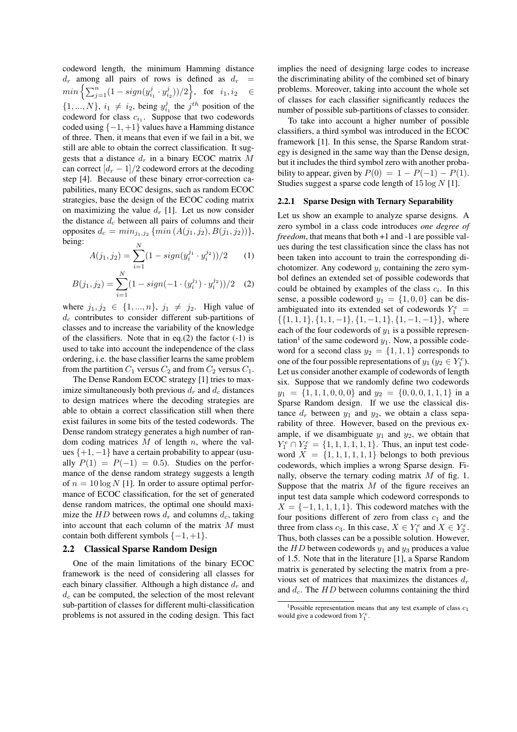codeword length, the minimum Hamming distance $d_r$ among all pairs of rows is defined as $d_r = min\left\{\sum_{j=1}^{n}(1 - sign(y_{i_1}^j \cdot y_{i_2}^j))/2\right\}$, for $i_1, i_2 \in \{1,...,N\}$, $i_1 \neq i_2$, being $y_{i_1}^j$ the $j^{th}$ position of the codeword for class $c_{i_1}$. Suppose that two codewords coded using $\{-1,+1\}$ values have a Hamming distance of three. Then, it means that even if we fail in a bit, we still are able to obtain the correct classification. It suggests that a distance $d_r$ in a binary ECOC matrix $M$ can correct $[d_r - 1]/2$ codeword errors at the decoding step [4]. Because of these binary error-correction capabilities, many ECOC designs, such as random ECOC strategies, base the design of the ECOC coding matrix on maximizing the value $d_r$ [1]. Let us now consider the distance $d_c$ between all pairs of columns and their opposites $d_c = min_{j_1,j_2}\{min\,(A(j_1,j_2), B(j_1,j_2))\}$, being:

$$A(j_1,j_2) = \sum_{i=1}^{N}(1 - sign(y_i^{j_1} \cdot y_i^{j_2}))/2 \qquad (1)$$

$$B(j_1,j_2) = \sum_{i=1}^{N}(1 - sign(-1 \cdot (y_i^{j_1}) \cdot y_i^{j_2}))/2 \quad (2)$$

where $j_1, j_2 \in \{1,...,n\}$, $j_1 \neq j_2$. High value of $d_c$ contributes to consider different sub-partitions of classes and to increase the variability of the knowledge of the classifiers. Note that in eq.(2) the factor (-1) is used to take into account the independence of the class ordering, i.e. the base classifier learns the same problem from the partition $C_1$ versus $C_2$ and from $C_2$ versus $C_1$.

The Dense Random ECOC strategy [1] tries to maximize simultaneously both previous $d_r$ and $d_c$ distances to design matrices where the decoding strategies are able to obtain a correct classification still when there exist failures in some bits of the tested codewords. The Dense random strategy generates a high number of random coding matrices $M$ of length $n$, where the values $\{+1,-1\}$ have a certain probability to appear (usually $P(1) = P(-1) = 0.5$). Studies on the performance of the dense random strategy suggests a length of $n = 10 \log N$ [1]. In order to assure optimal performance of ECOC classification, for the set of generated dense random matrices, the optimal one should maximize the $HD$ between rows $d_r$ and columns $d_c$, taking into account that each column of the matrix $M$ must contain both different symbols $\{-1,+1\}$.

## 2.2 Classical Sparse Random Design

One of the main limitations of the binary ECOC framework is the need of considering all classes for each binary classifier. Although a high distance $d_r$ and $d_c$ can be computed, the selection of the most relevant sub-partition of classes for different multi-classification problems is not assured in the coding design. This fact implies the need of designing large codes to increase the discriminating ability of the combined set of binary problems. Moreover, taking into account the whole set of classes for each classifier significantly reduces the number of possible sub-partitions of classes to consider.

To take into account a higher number of possible classifiers, a third symbol was introduced in the ECOC framework [1]. In this sense, the Sparse Random strategy is designed in the same way than the Dense design, but it includes the third symbol zero with another probability to appear, given by $P(0) = 1 - P(-1) - P(1)$. Studies suggest a sparse code length of $15 \log N$ [1].

### 2.2.1 Sparse Design with Ternary Separability

Let us show an example to analyze sparse designs. A zero symbol in a class code introduces *one degree of freedom*, that means that both +1 and -1 are possible values during the test classification since the class has not been taken into account to train the corresponding dichotomizer. Any codeword $y_i$ containing the zero symbol defines an extended set of possible codewords that could be obtained by examples of the class $c_i$. In this sense, a possible codeword $y_1 = \{1,0,0\}$ can be disambiguated into its extended set of codewords $Y_1^e = \{\{1,1,1\},\{1,1,-1\},\{1,-1,1\},\{1,-1,-1\}\}$, where each of the four codewords of $y_1$ is a possible representation[1] of the same codeword $y_1$. Now, a possible codeword for a second class $y_2 = \{1,1,1\}$ corresponds to one of the four possible representations of $y_1$ ($y_2 \in Y_1^e$). Let us consider another example of codewords of length six. Suppose that we randomly define two codewords $y_1 = \{1,1,1,0,0,0\}$ and $y_2 = \{0,0,0,1,1,1\}$ in a Sparse Random design. If we use the classical distance $d_r$ between $y_1$ and $y_2$, we obtain a class separability of three. However, based on the previous example, if we disambiguate $y_1$ and $y_2$, we obtain that $Y_1^e \cap Y_2^e = \{1,1,1,1,1,1\}$. Thus, an input test codeword $X = \{1,1,1,1,1,1\}$ belongs to both previous codewords, which implies a wrong Sparse design. Finally, observe the ternary coding matrix $M$ of fig. 1. Suppose that the matrix $M$ of the figure receives an input test data sample which codeword corresponds to $X = \{-1,1,1,1,1\}$. This codeword matches with the four positions different of zero from class $c_1$ and the three from class $c_3$. In this case, $X \in Y_1^e$ and $X \in Y_3^e$. Thus, both classes can be a possible solution. However, the $HD$ between codewords $y_1$ and $y_3$ produces a value of 1.5. Note that in the literature [1], a Sparse Random matrix is generated by selecting the matrix from a previous set of matrices that maximizes the distances $d_r$ and $d_c$. The $HD$ between columns containing the third

[1] Possible representation means that any test example of class $c_1$ would give a codeword from $Y_1^e$.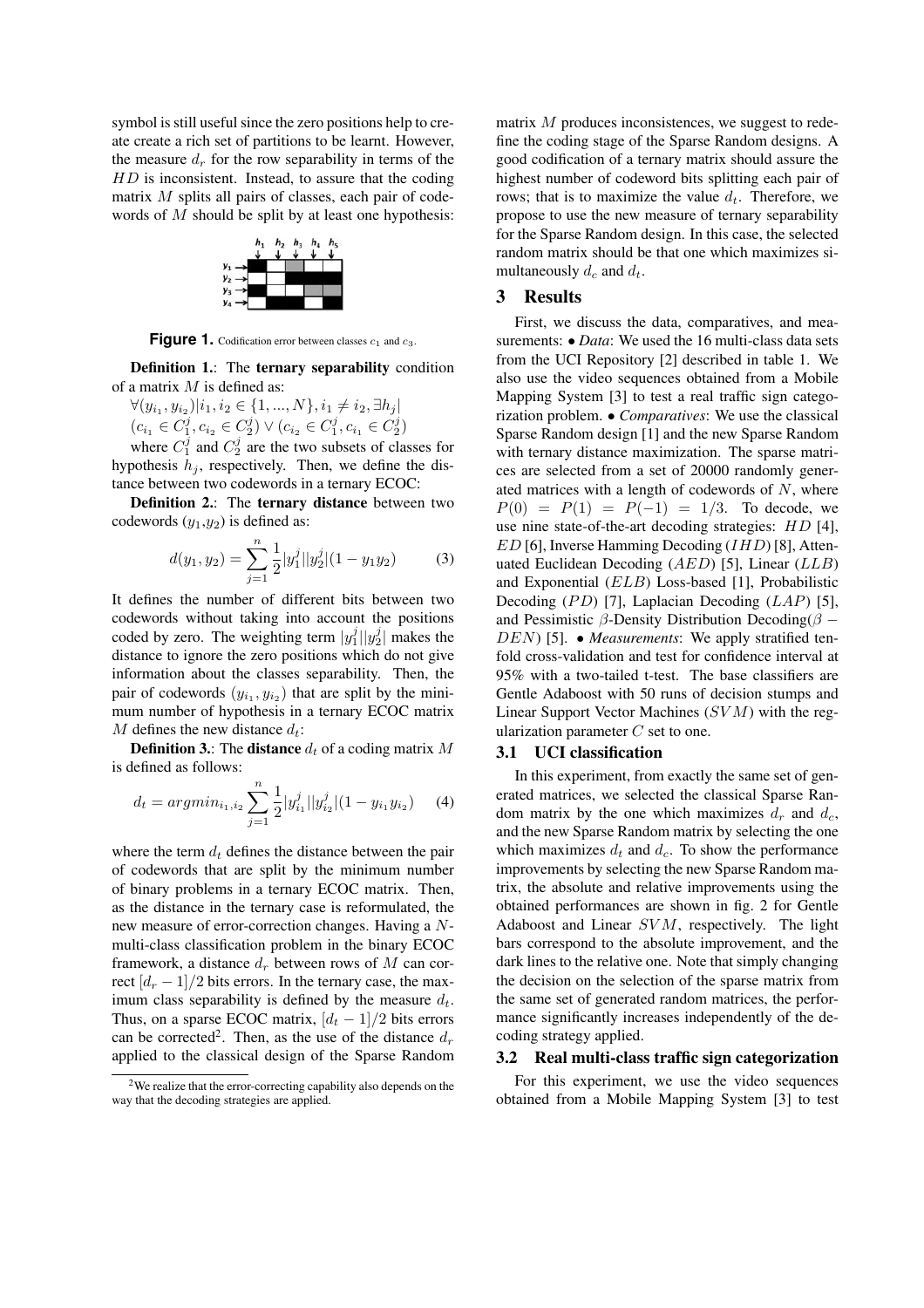symbol is still useful since the zero positions help to create create a rich set of partitions to be learnt. However, the measure $d_r$ for the row separability in terms of the $HD$ is inconsistent. Instead, to assure that the coding matrix $M$ splits all pairs of classes, each pair of codewords of $M$ should be split by at least one hypothesis:

**Figure 1.** Codification error between classes $c_1$ and $c_3$.

**Definition 1.**: The **ternary separability** condition of a matrix $M$ is defined as:

$\forall (y_{i_1}, y_{i_2}) | i_1, i_2 \in \{1, ..., N\}, i_1 \neq i_2, \exists h_j |$
$(c_{i_1} \in C_1^j, c_{i_2} \in C_2^j) \vee (c_{i_2} \in C_1^j, c_{i_1} \in C_2^j)$

where $C_1^j$ and $C_2^j$ are the two subsets of classes for hypothesis $h_j$, respectively. Then, we define the distance between two codewords in a ternary ECOC:

**Definition 2.**: The **ternary distance** between two codewords ($y_1$,$y_2$) is defined as:

$$d(y_1, y_2) = \sum_{j=1}^{n} \frac{1}{2} |y_1^j||y_2^j|(1 - y_1 y_2) \qquad (3)$$

It defines the number of different bits between two codewords without taking into account the positions coded by zero. The weighting term $|y_1^j||y_2^j|$ makes the distance to ignore the zero positions which do not give information about the classes separability. Then, the pair of codewords $(y_{i_1}, y_{i_2})$ that are split by the minimum number of hypothesis in a ternary ECOC matrix $M$ defines the new distance $d_t$:

**Definition 3.**: The **distance** $d_t$ of a coding matrix $M$ is defined as follows:

$$d_t = argmin_{i_1, i_2} \sum_{j=1}^{n} \frac{1}{2} |y_{i_1}^j||y_{i_2}^j|(1 - y_{i_1} y_{i_2}) \qquad (4)$$

where the term $d_t$ defines the distance between the pair of codewords that are split by the minimum number of binary problems in a ternary ECOC matrix. Then, as the distance in the ternary case is reformulated, the new measure of error-correction changes. Having a $N$-multi-class classification problem in the binary ECOC framework, a distance $d_r$ between rows of $M$ can correct $[d_r - 1]/2$ bits errors. In the ternary case, the maximum class separability is defined by the measure $d_t$. Thus, on a sparse ECOC matrix, $[d_t - 1]/2$ bits errors can be corrected[2]. Then, as the use of the distance $d_r$ applied to the classical design of the Sparse Random matrix $M$ produces inconsistences, we suggest to redefine the coding stage of the Sparse Random designs. A good codification of a ternary matrix should assure the highest number of codeword bits splitting each pair of rows; that is to maximize the value $d_t$. Therefore, we propose to use the new measure of ternary separability for the Sparse Random design. In this case, the selected random matrix should be that one which maximizes simultaneously $d_c$ and $d_t$.

[2] We realize that the error-correcting capability also depends on the way that the decoding strategies are applied.

## 3 Results

First, we discuss the data, comparatives, and measurements: • *Data*: We used the 16 multi-class data sets from the UCI Repository [2] described in table 1. We also use the video sequences obtained from a Mobile Mapping System [3] to test a real traffic sign categorization problem. • *Comparatives*: We use the classical Sparse Random design [1] and the new Sparse Random with ternary distance maximization. The sparse matrices are selected from a set of 20000 randomly generated matrices with a length of codewords of $N$, where $P(0) = P(1) = P(-1) = 1/3$. To decode, we use nine state-of-the-art decoding strategies: $HD$ [4], $ED$ [6], Inverse Hamming Decoding ($IHD$) [8], Attenuated Euclidean Decoding ($AED$) [5], Linear ($LLB$) and Exponential ($ELB$) Loss-based [1], Probabilistic Decoding ($PD$) [7], Laplacian Decoding ($LAP$) [5], and Pessimistic $\beta$-Density Distribution Decoding($\beta - DEN$) [5]. • *Measurements*: We apply stratified ten-fold cross-validation and test for confidence interval at 95% with a two-tailed t-test. The base classifiers are Gentle Adaboost with 50 runs of decision stumps and Linear Support Vector Machines ($SVM$) with the regularization parameter $C$ set to one.

### 3.1 UCI classification

In this experiment, from exactly the same set of generated matrices, we selected the classical Sparse Random matrix by the one which maximizes $d_r$ and $d_c$, and the new Sparse Random matrix by selecting the one which maximizes $d_t$ and $d_c$. To show the performance improvements by selecting the new Sparse Random matrix, the absolute and relative improvements using the obtained performances are shown in fig. 2 for Gentle Adaboost and Linear $SVM$, respectively. The light bars correspond to the absolute improvement, and the dark lines to the relative one. Note that simply changing the decision on the selection of the sparse matrix from the same set of generated random matrices, the performance significantly increases independently of the decoding strategy applied.

### 3.2 Real multi-class traffic sign categorization

For this experiment, we use the video sequences obtained from a Mobile Mapping System [3] to test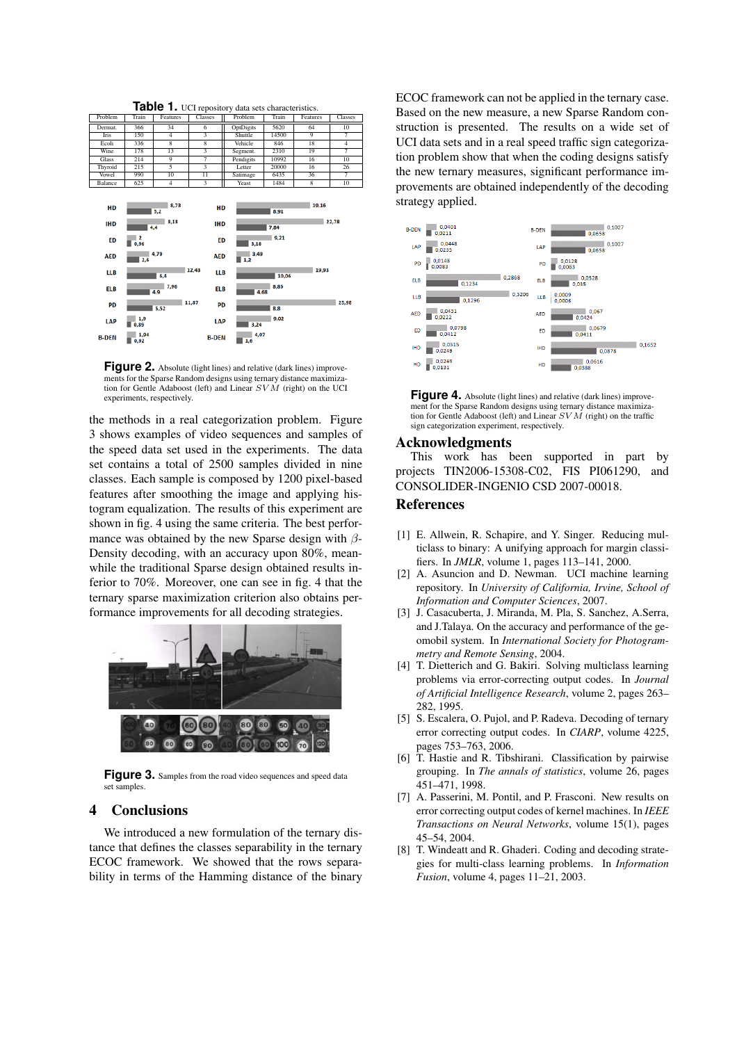**Table 1.** UCI repository data sets characteristics.

| Problem | Train | Features | Classes | Problem | Train | Features | Classes |
|---|---|---|---|---|---|---|---|
| Dermat. | 366 | 34 | 6 | OptDigits | 5620 | 64 | 10 |
| Iris | 150 | 4 | 3 | Shuttle | 14500 | 9 | 7 |
| Ecoli | 336 | 8 | 8 | Vehicle | 846 | 18 | 4 |
| Wine | 178 | 13 | 3 | Segment. | 2310 | 19 | 7 |
| Glass | 214 | 9 | 7 | Pendigits | 10992 | 16 | 10 |
| Thyroid | 215 | 5 | 3 | Letter | 20000 | 16 | 26 |
| Vowel | 990 | 10 | 11 | Satimage | 6435 | 36 | 7 |
| Balance | 625 | 4 | 3 | Yeast | 1484 | 8 | 10 |

HD 8,73 5,2
IHD 8,18 4,4
ED 2 0,96
AED 4,79 2,6
LLB 12,43 6,4
ELB 7,96 4.9
PD 11,87 5,52
LAP 1,9 0,89
B-DEN 1,94 0,92

HD 19,16 8,91
IHD 22,78 7,84
ED 9,21 3,18
AED 3,49 1,2
LLB 19,93 10,06
ELB 8,83 4,68
PD 25,98 8,8
LAP 9,02 3,24
B-DEN 4,07 1,6

**Figure 2.** Absolute (light lines) and relative (dark lines) improvements for the Sparse Random designs using ternary distance maximization for Gentle Adaboost (left) and Linear $SVM$ (right) on the UCI experiments, respectively.

the methods in a real categorization problem. Figure 3 shows examples of video sequences and samples of the speed data set used in the experiments. The data set contains a total of 2500 samples divided in nine classes. Each sample is composed by 1200 pixel-based features after smoothing the image and applying histogram equalization. The results of this experiment are shown in fig. 4 using the same criteria. The best performance was obtained by the new Sparse design with $\beta$-Density decoding, with an accuracy upon 80%, meanwhile the traditional Sparse design obtained results inferior to 70%. Moreover, one can see in fig. 4 that the ternary sparse maximization criterion also obtains performance improvements for all decoding strategies.

**Figure 3.** Samples from the road video sequences and speed data set samples.

## 4 Conclusions

We introduced a new formulation of the ternary distance that defines the classes separability in the ternary ECOC framework. We showed that the rows separability in terms of the Hamming distance of the binary ECOC framework can not be applied in the ternary case. Based on the new measure, a new Sparse Random construction is presented. The results on a wide set of UCI data sets and in a real speed traffic sign categorization problem show that when the coding designs satisfy the new ternary measures, significant performance improvements are obtained independently of the decoding strategy applied.

B-DEN 0,0401 0,0211
LAP 0,0448 0,0235
PD 0,0148 0,0083
ELB 0,2868 0,1234
LLB 0,3208 0,1296
AED 0,0431 0,0222
ED 0,0798 0,0412
IHD 0,0515 0,0249
HD 0,0249 0,0131

B-DEN 0,1027 0,0658
LAP 0,1027 0,0658
PD 0,0128 0,0083
ELB 0,0528 0,035
LLB 0,0009 0,0006
AED 0,067 0,0424
ED 0,0679 0,0411
IHD 0,1652 0,0878
HD 0,0616 0,0388

**Figure 4.** Absolute (light lines) and relative (dark lines) improvement for the Sparse Random designs using ternary distance maximization for Gentle Adaboost (left) and Linear $SVM$ (right) on the traffic sign categorization experiment, respectively.

## Acknowledgments

This work has been supported in part by projects TIN2006-15308-C02, FIS PI061290, and CONSOLIDER-INGENIO CSD 2007-00018.

## References

[1] E. Allwein, R. Schapire, and Y. Singer. Reducing multiclass to binary: A unifying approach for margin classifiers. In *JMLR*, volume 1, pages 113–141, 2000.

[2] A. Asuncion and D. Newman. UCI machine learning repository. In *University of California, Irvine, School of Information and Computer Sciences*, 2007.

[3] J. Casacuberta, J. Miranda, M. Pla, S. Sanchez, A.Serra, and J.Talaya. On the accuracy and performance of the geomobil system. In *International Society for Photogrammetry and Remote Sensing*, 2004.

[4] T. Dietterich and G. Bakiri. Solving multiclass learning problems via error-correcting output codes. In *Journal of Artificial Intelligence Research*, volume 2, pages 263–282, 1995.

[5] S. Escalera, O. Pujol, and P. Radeva. Decoding of ternary error correcting output codes. In *CIARP*, volume 4225, pages 753–763, 2006.

[6] T. Hastie and R. Tibshirani. Classification by pairwise grouping. In *The annals of statistics*, volume 26, pages 451–471, 1998.

[7] A. Passerini, M. Pontil, and P. Frasconi. New results on error correcting output codes of kernel machines. In *IEEE Transactions on Neural Networks*, volume 15(1), pages 45–54, 2004.

[8] T. Windeatt and R. Ghaderi. Coding and decoding strategies for multi-class learning problems. In *Information Fusion*, volume 4, pages 11–21, 2003.